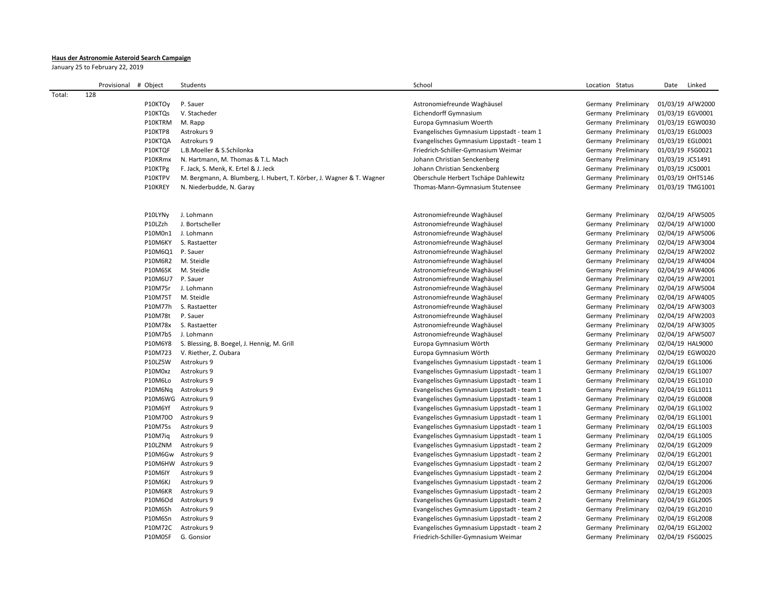**Haus der Astronomie Asteroid Search Campaign**

January 25 to February 22, 2019

| | Provisional | # Object | Students | School | Location | Status | Date | Linked |
|---|---|---|---|---|---|---|---|---|
| Total: | 128 | | | | | | | |
| | | P10KTOy | P. Sauer | Astronomiefreunde Waghäusel | Germany | Preliminary | 01/03/19 | AFW2000 |
| | | P10KTQs | V. Stacheder | Eichendorff Gymnasium | Germany | Preliminary | 01/03/19 | EGV0001 |
| | | P10KTRM | M. Rapp | Europa Gymnasium Woerth | Germany | Preliminary | 01/03/19 | EGW0030 |
| | | P10KTP8 | Astrokurs 9 | Evangelisches Gymnasium Lippstadt - team 1 | Germany | Preliminary | 01/03/19 | EGL0003 |
| | | P10KTQA | Astrokurs 9 | Evangelisches Gymnasium Lippstadt - team 1 | Germany | Preliminary | 01/03/19 | EGL0001 |
| | | P10KTQF | L.B.Moeller & S.Schilonka | Friedrich-Schiller-Gymnasium Weimar | Germany | Preliminary | 01/03/19 | FSG0021 |
| | | P10KRmx | N. Hartmann, M. Thomas & T.L. Mach | Johann Christian Senckenberg | Germany | Preliminary | 01/03/19 | JCS1491 |
| | | P10KTPg | F. Jack, S. Menk, K. Ertel & J. Jeck | Johann Christian Senckenberg | Germany | Preliminary | 01/03/19 | JCS0001 |
| | | P10KTPV | M. Bergmann, A. Blumberg, I. Hubert, T. Körber, J. Wagner & T. Wagner | Oberschule Herbert Tschäpe Dahlewitz | Germany | Preliminary | 01/03/19 | OHT5146 |
| | | P10KREY | N. Niederbudde, N. Garay | Thomas-Mann-Gymnasium Stutensee | Germany | Preliminary | 01/03/19 | TMG1001 |
| | | | | | | | | |
| | | P10LYNy | J. Lohmann | Astronomiefreunde Waghäusel | Germany | Preliminary | 02/04/19 | AFW5005 |
| | | P10LZzh | J. Bortscheller | Astronomiefreunde Waghäusel | Germany | Preliminary | 02/04/19 | AFW1000 |
| | | P10M0n1 | J. Lohmann | Astronomiefreunde Waghäusel | Germany | Preliminary | 02/04/19 | AFW5006 |
| | | P10M6KY | S. Rastaetter | Astronomiefreunde Waghäusel | Germany | Preliminary | 02/04/19 | AFW3004 |
| | | P10M6Q1 | P. Sauer | Astronomiefreunde Waghäusel | Germany | Preliminary | 02/04/19 | AFW2002 |
| | | P10M6R2 | M. Steidle | Astronomiefreunde Waghäusel | Germany | Preliminary | 02/04/19 | AFW4004 |
| | | P10M6SK | M. Steidle | Astronomiefreunde Waghäusel | Germany | Preliminary | 02/04/19 | AFW4006 |
| | | P10M6U7 | P. Sauer | Astronomiefreunde Waghäusel | Germany | Preliminary | 02/04/19 | AFW2001 |
| | | P10M75r | J. Lohmann | Astronomiefreunde Waghäusel | Germany | Preliminary | 02/04/19 | AFW5004 |
| | | P10M75T | M. Steidle | Astronomiefreunde Waghäusel | Germany | Preliminary | 02/04/19 | AFW4005 |
| | | P10M77h | S. Rastaetter | Astronomiefreunde Waghäusel | Germany | Preliminary | 02/04/19 | AFW3003 |
| | | P10M78t | P. Sauer | Astronomiefreunde Waghäusel | Germany | Preliminary | 02/04/19 | AFW2003 |
| | | P10M78x | S. Rastaetter | Astronomiefreunde Waghäusel | Germany | Preliminary | 02/04/19 | AFW3005 |
| | | P10M7bS | J. Lohmann | Astronomiefreunde Waghäusel | Germany | Preliminary | 02/04/19 | AFW5007 |
| | | P10M6Y8 | S. Blessing, B. Boegel, J. Hennig, M. Grill | Europa Gymnasium Wörth | Germany | Preliminary | 02/04/19 | HAL9000 |
| | | P10M723 | V. Riether, Z. Oubara | Europa Gymnasium Wörth | Germany | Preliminary | 02/04/19 | EGW0020 |
| | | P10LZ5W | Astrokurs 9 | Evangelisches Gymnasium Lippstadt - team 1 | Germany | Preliminary | 02/04/19 | EGL1006 |
| | | P10M0xz | Astrokurs 9 | Evangelisches Gymnasium Lippstadt - team 1 | Germany | Preliminary | 02/04/19 | EGL1007 |
| | | P10M6Lo | Astrokurs 9 | Evangelisches Gymnasium Lippstadt - team 1 | Germany | Preliminary | 02/04/19 | EGL1010 |
| | | P10M6Nq | Astrokurs 9 | Evangelisches Gymnasium Lippstadt - team 1 | Germany | Preliminary | 02/04/19 | EGL1011 |
| | | P10M6WG | Astrokurs 9 | Evangelisches Gymnasium Lippstadt - team 1 | Germany | Preliminary | 02/04/19 | EGL0008 |
| | | P10M6Yf | Astrokurs 9 | Evangelisches Gymnasium Lippstadt - team 1 | Germany | Preliminary | 02/04/19 | EGL1002 |
| | | P10M70O | Astrokurs 9 | Evangelisches Gymnasium Lippstadt - team 1 | Germany | Preliminary | 02/04/19 | EGL1001 |
| | | P10M75s | Astrokurs 9 | Evangelisches Gymnasium Lippstadt - team 1 | Germany | Preliminary | 02/04/19 | EGL1003 |
| | | P10M7iq | Astrokurs 9 | Evangelisches Gymnasium Lippstadt - team 1 | Germany | Preliminary | 02/04/19 | EGL1005 |
| | | P10LZNM | Astrokurs 9 | Evangelisches Gymnasium Lippstadt - team 2 | Germany | Preliminary | 02/04/19 | EGL2009 |
| | | P10M6Gw | Astrokurs 9 | Evangelisches Gymnasium Lippstadt - team 2 | Germany | Preliminary | 02/04/19 | EGL2001 |
| | | P10M6HW | Astrokurs 9 | Evangelisches Gymnasium Lippstadt - team 2 | Germany | Preliminary | 02/04/19 | EGL2007 |
| | | P10M6IY | Astrokurs 9 | Evangelisches Gymnasium Lippstadt - team 2 | Germany | Preliminary | 02/04/19 | EGL2004 |
| | | P10M6KJ | Astrokurs 9 | Evangelisches Gymnasium Lippstadt - team 2 | Germany | Preliminary | 02/04/19 | EGL2006 |
| | | P10M6KR | Astrokurs 9 | Evangelisches Gymnasium Lippstadt - team 2 | Germany | Preliminary | 02/04/19 | EGL2003 |
| | | P10M6Od | Astrokurs 9 | Evangelisches Gymnasium Lippstadt - team 2 | Germany | Preliminary | 02/04/19 | EGL2005 |
| | | P10M6Sh | Astrokurs 9 | Evangelisches Gymnasium Lippstadt - team 2 | Germany | Preliminary | 02/04/19 | EGL2010 |
| | | P10M6Sn | Astrokurs 9 | Evangelisches Gymnasium Lippstadt - team 2 | Germany | Preliminary | 02/04/19 | EGL2008 |
| | | P10M72C | Astrokurs 9 | Evangelisches Gymnasium Lippstadt - team 2 | Germany | Preliminary | 02/04/19 | EGL2002 |
| | | P10M05F | G. Gonsior | Friedrich-Schiller-Gymnasium Weimar | Germany | Preliminary | 02/04/19 | FSG0025 |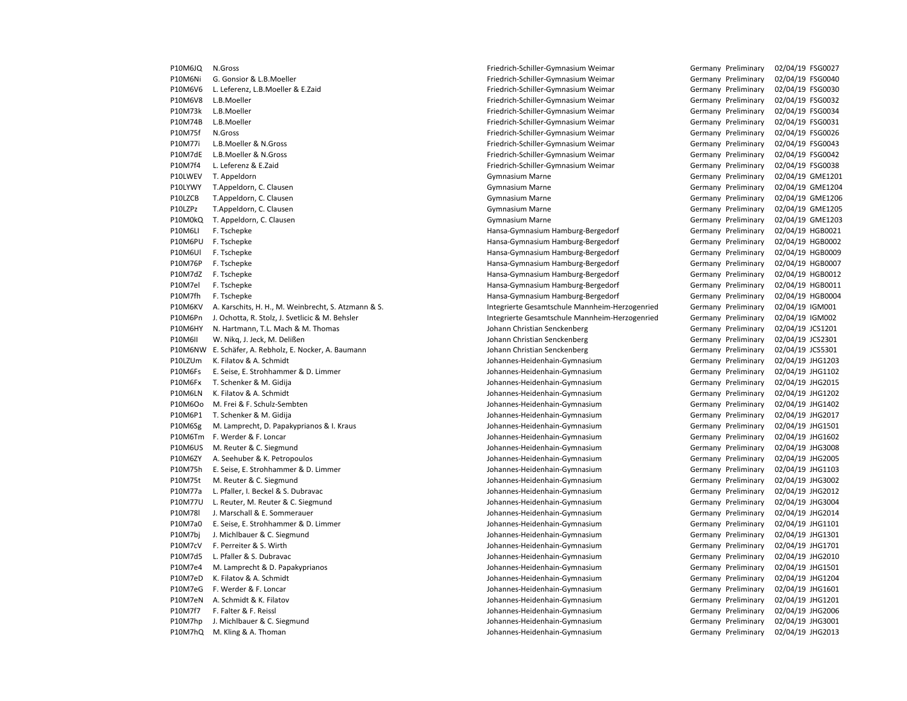| | | | | | | |
|---|---|---|---|---|---|---|
| P10M6JQ | N.Gross | Friedrich-Schiller-Gymnasium Weimar | Germany | Preliminary | 02/04/19 | FSG0027 |
| P10M6Ni | G. Gonsior & L.B.Moeller | Friedrich-Schiller-Gymnasium Weimar | Germany | Preliminary | 02/04/19 | FSG0040 |
| P10M6V6 | L. Leferenz, L.B.Moeller & E.Zaid | Friedrich-Schiller-Gymnasium Weimar | Germany | Preliminary | 02/04/19 | FSG0030 |
| P10M6V8 | L.B.Moeller | Friedrich-Schiller-Gymnasium Weimar | Germany | Preliminary | 02/04/19 | FSG0032 |
| P10M73k | L.B.Moeller | Friedrich-Schiller-Gymnasium Weimar | Germany | Preliminary | 02/04/19 | FSG0034 |
| P10M74B | L.B.Moeller | Friedrich-Schiller-Gymnasium Weimar | Germany | Preliminary | 02/04/19 | FSG0031 |
| P10M75f | N.Gross | Friedrich-Schiller-Gymnasium Weimar | Germany | Preliminary | 02/04/19 | FSG0026 |
| P10M77i | L.B.Moeller & N.Gross | Friedrich-Schiller-Gymnasium Weimar | Germany | Preliminary | 02/04/19 | FSG0043 |
| P10M7dE | L.B.Moeller & N.Gross | Friedrich-Schiller-Gymnasium Weimar | Germany | Preliminary | 02/04/19 | FSG0042 |
| P10M7f4 | L. Leferenz & E.Zaid | Friedrich-Schiller-Gymnasium Weimar | Germany | Preliminary | 02/04/19 | FSG0038 |
| P10LWEV | T. Appeldorn | Gymnasium Marne | Germany | Preliminary | 02/04/19 | GME1201 |
| P10LYWY | T.Appeldorn, C. Clausen | Gymnasium Marne | Germany | Preliminary | 02/04/19 | GME1204 |
| P10LZCB | T.Appeldorn, C. Clausen | Gymnasium Marne | Germany | Preliminary | 02/04/19 | GME1206 |
| P10LZPz | T.Appeldorn, C. Clausen | Gymnasium Marne | Germany | Preliminary | 02/04/19 | GME1205 |
| P10M0kQ | T. Appeldorn, C. Clausen | Gymnasium Marne | Germany | Preliminary | 02/04/19 | GME1203 |
| P10M6LI | F. Tschepke | Hansa-Gymnasium Hamburg-Bergedorf | Germany | Preliminary | 02/04/19 | HGB0021 |
| P10M6PU | F. Tschepke | Hansa-Gymnasium Hamburg-Bergedorf | Germany | Preliminary | 02/04/19 | HGB0002 |
| P10M6Ul | F. Tschepke | Hansa-Gymnasium Hamburg-Bergedorf | Germany | Preliminary | 02/04/19 | HGB0009 |
| P10M76P | F. Tschepke | Hansa-Gymnasium Hamburg-Bergedorf | Germany | Preliminary | 02/04/19 | HGB0007 |
| P10M7dZ | F. Tschepke | Hansa-Gymnasium Hamburg-Bergedorf | Germany | Preliminary | 02/04/19 | HGB0012 |
| P10M7el | F. Tschepke | Hansa-Gymnasium Hamburg-Bergedorf | Germany | Preliminary | 02/04/19 | HGB0011 |
| P10M7fh | F. Tschepke | Hansa-Gymnasium Hamburg-Bergedorf | Germany | Preliminary | 02/04/19 | HGB0004 |
| P10M6KV | A. Karschits, H. H., M. Weinbrecht, S. Atzmann & S. | Integrierte Gesamtschule Mannheim-Herzogenried | Germany | Preliminary | 02/04/19 | IGM001 |
| P10M6Pn | J. Ochotta, R. Stolz, J. Svetlicic & M. Behsler | Integrierte Gesamtschule Mannheim-Herzogenried | Germany | Preliminary | 02/04/19 | IGM002 |
| P10M6HY | N. Hartmann, T.L. Mach & M. Thomas | Johann Christian Senckenberg | Germany | Preliminary | 02/04/19 | JCS1201 |
| P10M6II | W. Nikq, J. Jeck, M. Delißen | Johann Christian Senckenberg | Germany | Preliminary | 02/04/19 | JCS2301 |
| P10M6NW | E. Schäfer, A. Rebholz, E. Nocker, A. Baumann | Johann Christian Senckenberg | Germany | Preliminary | 02/04/19 | JCS5301 |
| P10LZUm | K. Filatov & A. Schmidt | Johannes-Heidenhain-Gymnasium | Germany | Preliminary | 02/04/19 | JHG1203 |
| P10M6Fs | E. Seise, E. Strohhammer & D. Limmer | Johannes-Heidenhain-Gymnasium | Germany | Preliminary | 02/04/19 | JHG1102 |
| P10M6Fx | T. Schenker & M. Gidija | Johannes-Heidenhain-Gymnasium | Germany | Preliminary | 02/04/19 | JHG2015 |
| P10M6LN | K. Filatov & A. Schmidt | Johannes-Heidenhain-Gymnasium | Germany | Preliminary | 02/04/19 | JHG1202 |
| P10M6Oo | M. Frei & F. Schulz-Sembten | Johannes-Heidenhain-Gymnasium | Germany | Preliminary | 02/04/19 | JHG1402 |
| P10M6P1 | T. Schenker & M. Gidija | Johannes-Heidenhain-Gymnasium | Germany | Preliminary | 02/04/19 | JHG2017 |
| P10M6Sg | M. Lamprecht, D. Papakyprianos & I. Kraus | Johannes-Heidenhain-Gymnasium | Germany | Preliminary | 02/04/19 | JHG1501 |
| P10M6Tm | F. Werder & F. Loncar | Johannes-Heidenhain-Gymnasium | Germany | Preliminary | 02/04/19 | JHG1602 |
| P10M6US | M. Reuter & C. Siegmund | Johannes-Heidenhain-Gymnasium | Germany | Preliminary | 02/04/19 | JHG3008 |
| P10M6ZY | A. Seehuber & K. Petropoulos | Johannes-Heidenhain-Gymnasium | Germany | Preliminary | 02/04/19 | JHG2005 |
| P10M75h | E. Seise, E. Strohhammer & D. Limmer | Johannes-Heidenhain-Gymnasium | Germany | Preliminary | 02/04/19 | JHG1103 |
| P10M75t | M. Reuter & C. Siegmund | Johannes-Heidenhain-Gymnasium | Germany | Preliminary | 02/04/19 | JHG3002 |
| P10M77a | L. Pfaller, I. Beckel & S. Dubravac | Johannes-Heidenhain-Gymnasium | Germany | Preliminary | 02/04/19 | JHG2012 |
| P10M77U | L. Reuter, M. Reuter & C. Siegmund | Johannes-Heidenhain-Gymnasium | Germany | Preliminary | 02/04/19 | JHG3004 |
| P10M78l | J. Marschall & E. Sommerauer | Johannes-Heidenhain-Gymnasium | Germany | Preliminary | 02/04/19 | JHG2014 |
| P10M7a0 | E. Seise, E. Strohhammer & D. Limmer | Johannes-Heidenhain-Gymnasium | Germany | Preliminary | 02/04/19 | JHG1101 |
| P10M7bj | J. Michlbauer & C. Siegmund | Johannes-Heidenhain-Gymnasium | Germany | Preliminary | 02/04/19 | JHG1301 |
| P10M7cV | F. Perreiter & S. Wirth | Johannes-Heidenhain-Gymnasium | Germany | Preliminary | 02/04/19 | JHG1701 |
| P10M7d5 | L. Pfaller & S. Dubravac | Johannes-Heidenhain-Gymnasium | Germany | Preliminary | 02/04/19 | JHG2010 |
| P10M7e4 | M. Lamprecht & D. Papakyprianos | Johannes-Heidenhain-Gymnasium | Germany | Preliminary | 02/04/19 | JHG1501 |
| P10M7eD | K. Filatov & A. Schmidt | Johannes-Heidenhain-Gymnasium | Germany | Preliminary | 02/04/19 | JHG1204 |
| P10M7eG | F. Werder & F. Loncar | Johannes-Heidenhain-Gymnasium | Germany | Preliminary | 02/04/19 | JHG1601 |
| P10M7eN | A. Schmidt & K. Filatov | Johannes-Heidenhain-Gymnasium | Germany | Preliminary | 02/04/19 | JHG1201 |
| P10M7f7 | F. Falter & F. Reissl | Johannes-Heidenhain-Gymnasium | Germany | Preliminary | 02/04/19 | JHG2006 |
| P10M7hp | J. Michlbauer & C. Siegmund | Johannes-Heidenhain-Gymnasium | Germany | Preliminary | 02/04/19 | JHG3001 |
| P10M7hQ | M. Kling & A. Thoman | Johannes-Heidenhain-Gymnasium | Germany | Preliminary | 02/04/19 | JHG2013 |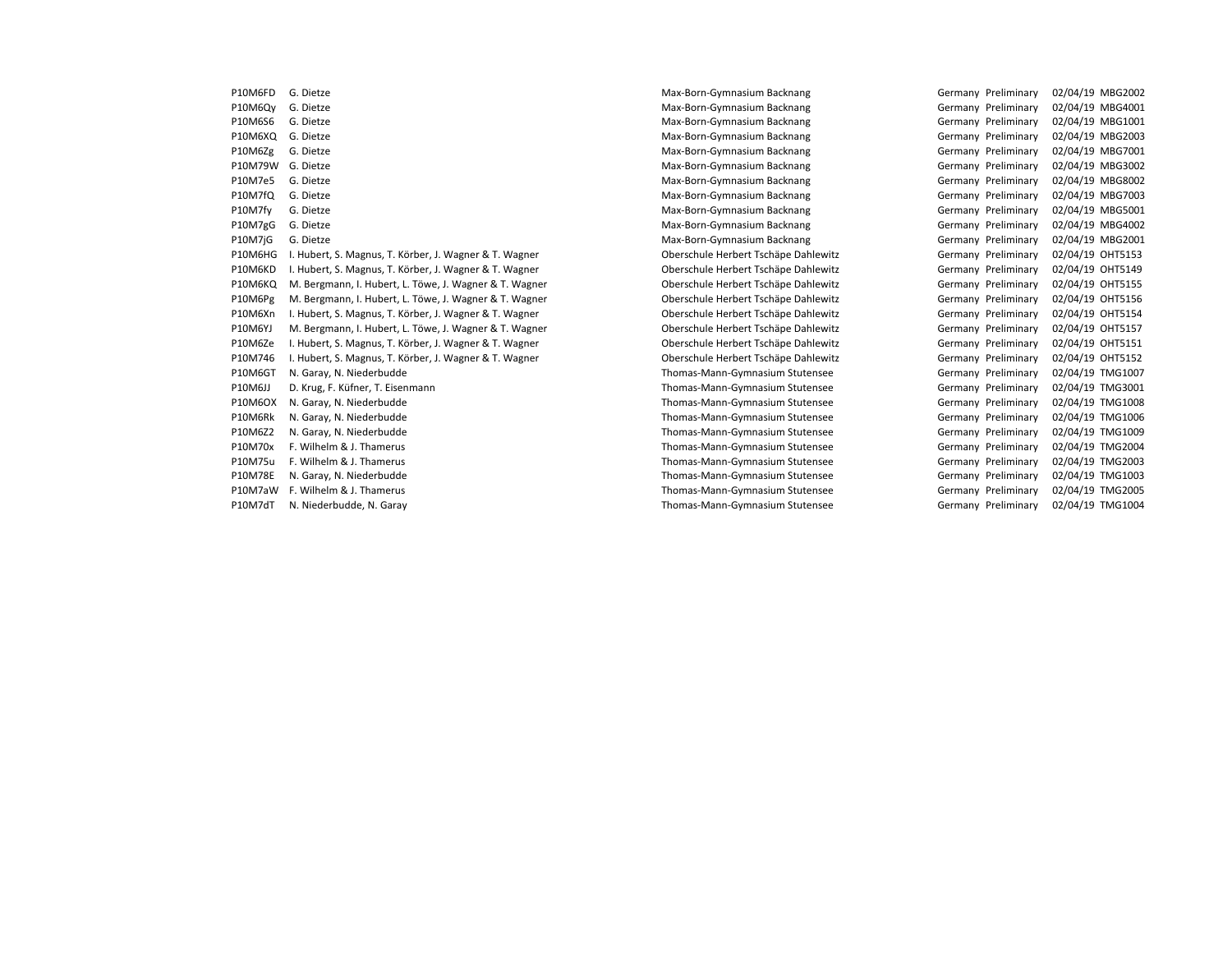| | | | | | | |
|---|---|---|---|---|---|---|
| P10M6FD | G. Dietze | Max-Born-Gymnasium Backnang | Germany | Preliminary | 02/04/19 | MBG2002 |
| P10M6Qy | G. Dietze | Max-Born-Gymnasium Backnang | Germany | Preliminary | 02/04/19 | MBG4001 |
| P10M6S6 | G. Dietze | Max-Born-Gymnasium Backnang | Germany | Preliminary | 02/04/19 | MBG1001 |
| P10M6XQ | G. Dietze | Max-Born-Gymnasium Backnang | Germany | Preliminary | 02/04/19 | MBG2003 |
| P10M6Zg | G. Dietze | Max-Born-Gymnasium Backnang | Germany | Preliminary | 02/04/19 | MBG7001 |
| P10M79W | G. Dietze | Max-Born-Gymnasium Backnang | Germany | Preliminary | 02/04/19 | MBG3002 |
| P10M7e5 | G. Dietze | Max-Born-Gymnasium Backnang | Germany | Preliminary | 02/04/19 | MBG8002 |
| P10M7fQ | G. Dietze | Max-Born-Gymnasium Backnang | Germany | Preliminary | 02/04/19 | MBG7003 |
| P10M7fy | G. Dietze | Max-Born-Gymnasium Backnang | Germany | Preliminary | 02/04/19 | MBG5001 |
| P10M7gG | G. Dietze | Max-Born-Gymnasium Backnang | Germany | Preliminary | 02/04/19 | MBG4002 |
| P10M7jG | G. Dietze | Max-Born-Gymnasium Backnang | Germany | Preliminary | 02/04/19 | MBG2001 |
| P10M6HG | I. Hubert, S. Magnus, T. Körber, J. Wagner & T. Wagner | Oberschule Herbert Tschäpe Dahlewitz | Germany | Preliminary | 02/04/19 | OHT5153 |
| P10M6KD | I. Hubert, S. Magnus, T. Körber, J. Wagner & T. Wagner | Oberschule Herbert Tschäpe Dahlewitz | Germany | Preliminary | 02/04/19 | OHT5149 |
| P10M6KQ | M. Bergmann, I. Hubert, L. Töwe, J. Wagner & T. Wagner | Oberschule Herbert Tschäpe Dahlewitz | Germany | Preliminary | 02/04/19 | OHT5155 |
| P10M6Pg | M. Bergmann, I. Hubert, L. Töwe, J. Wagner & T. Wagner | Oberschule Herbert Tschäpe Dahlewitz | Germany | Preliminary | 02/04/19 | OHT5156 |
| P10M6Xn | I. Hubert, S. Magnus, T. Körber, J. Wagner & T. Wagner | Oberschule Herbert Tschäpe Dahlewitz | Germany | Preliminary | 02/04/19 | OHT5154 |
| P10M6YJ | M. Bergmann, I. Hubert, L. Töwe, J. Wagner & T. Wagner | Oberschule Herbert Tschäpe Dahlewitz | Germany | Preliminary | 02/04/19 | OHT5157 |
| P10M6Ze | I. Hubert, S. Magnus, T. Körber, J. Wagner & T. Wagner | Oberschule Herbert Tschäpe Dahlewitz | Germany | Preliminary | 02/04/19 | OHT5151 |
| P10M746 | I. Hubert, S. Magnus, T. Körber, J. Wagner & T. Wagner | Oberschule Herbert Tschäpe Dahlewitz | Germany | Preliminary | 02/04/19 | OHT5152 |
| P10M6GT | N. Garay, N. Niederbudde | Thomas-Mann-Gymnasium Stutensee | Germany | Preliminary | 02/04/19 | TMG1007 |
| P10M6JJ | D. Krug, F. Küfner, T. Eisenmann | Thomas-Mann-Gymnasium Stutensee | Germany | Preliminary | 02/04/19 | TMG3001 |
| P10M6OX | N. Garay, N. Niederbudde | Thomas-Mann-Gymnasium Stutensee | Germany | Preliminary | 02/04/19 | TMG1008 |
| P10M6Rk | N. Garay, N. Niederbudde | Thomas-Mann-Gymnasium Stutensee | Germany | Preliminary | 02/04/19 | TMG1006 |
| P10M6Z2 | N. Garay, N. Niederbudde | Thomas-Mann-Gymnasium Stutensee | Germany | Preliminary | 02/04/19 | TMG1009 |
| P10M70x | F. Wilhelm & J. Thamerus | Thomas-Mann-Gymnasium Stutensee | Germany | Preliminary | 02/04/19 | TMG2004 |
| P10M75u | F. Wilhelm & J. Thamerus | Thomas-Mann-Gymnasium Stutensee | Germany | Preliminary | 02/04/19 | TMG2003 |
| P10M78E | N. Garay, N. Niederbudde | Thomas-Mann-Gymnasium Stutensee | Germany | Preliminary | 02/04/19 | TMG1003 |
| P10M7aW | F. Wilhelm & J. Thamerus | Thomas-Mann-Gymnasium Stutensee | Germany | Preliminary | 02/04/19 | TMG2005 |
| P10M7dT | N. Niederbudde, N. Garay | Thomas-Mann-Gymnasium Stutensee | Germany | Preliminary | 02/04/19 | TMG1004 |